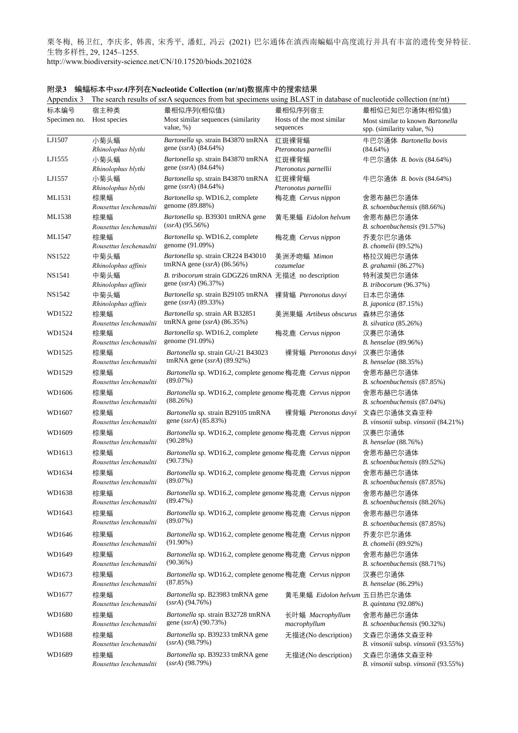栗冬梅, 杨卫红, 李庆多, 韩茜, 宋秀平, 潘虹, 冯云 (2021) 巴尔通体在滇西南蝙蝠中高度流行并具有丰富的遗传变异特征. 生物多样性, 29, 1245–1255.
http://www.biodiversity-science.net/CN/10.17520/biods.2021028

**附录3　蝙蝠标本中*ssrA*序列在Nucleotide Collection (nr/nt)数据库中的搜索结果**

Appendix 3　The search results of ssrA sequences from bat specimens using BLAST in database of nucleotide collection (nr/nt)

| 标本编号 Specimen no. | 宿主种类 Host species | 最相似序列(相似值) Most similar sequences (similarity value, %) | 最相似序列宿主 Hosts of the most similar sequences | 最相似已知巴尔通体(相似值) Most similar to known *Bartonella* spp. (similarity value, %) |
|---|---|---|---|---|
| LJ1507 | 小菊头蝠 *Rhinolophus blythi* | *Bartonella* sp. strain B43870 tmRNA gene (*ssrA*) (84.64%) | 红斑裸背蝠 *Pteronotus parnellii* | 牛巴尔通体 *Bartonella bovis* (84.64%) |
| LJ1555 | 小菊头蝠 *Rhinolophus blythi* | *Bartonella* sp. strain B43870 tmRNA gene (*ssrA*) (84.64%) | 红斑裸背蝠 *Pteronotus parnellii* | 牛巴尔通体 *B. bovis* (84.64%) |
| LJ1557 | 小菊头蝠 *Rhinolophus blythi* | *Bartonella* sp. strain B43870 tmRNA gene (*ssrA*) (84.64%) | 红斑裸背蝠 *Pteronotus parnellii* | 牛巴尔通体 *B. bovis* (84.64%) |
| ML1531 | 棕果蝠 *Rousettus leschenaultii* | *Bartonella* sp. WD16.2, complete genome (89.88%) | 梅花鹿 *Cervus nippon* | 舍恩布赫巴尔通体 *B. schoenbuchensis* (88.66%) |
| ML1538 | 棕果蝠 *Rousettus leschenaultii* | *Bartonella* sp. B39301 tmRNA gene (*ssrA*) (95.56%) | 黄毛果蝠 *Eidolon helvum* | 舍恩布赫巴尔通体 *B. schoenbuchensis* (91.57%) |
| ML1547 | 棕果蝠 *Rousettus leschenaultii* | *Bartonella* sp. WD16.2, complete genome (91.09%) | 梅花鹿 *Cervus nippon* | 乔麦尔巴尔通体 *B. chomelii* (89.52%) |
| NS1522 | 中菊头蝠 *Rhinolophus affinis* | *Bartonella* sp. strain CR224 B43010 tmRNA gene (*ssrA*) (86.56%) | 美洲矛吻蝠 *Mimon cozumelae* | 格拉汉姆巴尔通体 *B. grahamii* (86.27%) |
| NS1541 | 中菊头蝠 *Rhinolophus affinis* | *B. tribocorum* strain GDGZ26 tmRNA gene (*ssrA*) (96.37%) | 无描述 no description | 特利波契巴尔通体 *B. tribocorum* (96.37%) |
| NS1542 | 中菊头蝠 *Rhinolophus affinis* | *Bartonella* sp. strain B29105 tmRNA gene (*ssrA*) (89.33%) | 裸背蝠 *Pteronotus davyi* | 日本巴尔通体 *B. japonica* (87.15%) |
| WD1522 | 棕果蝠 *Rousettus leschenaultii* | *Bartonella* sp. strain AR B32851 tmRNA gene (*ssrA*) (86.35%) | 美洲果蝠 *Artibeus obscurus* | 森林巴尔通体 *B. silvatica* (85.26%) |
| WD1524 | 棕果蝠 *Rousettus leschenaultii* | *Bartonella* sp. WD16.2, complete genome (91.09%) | 梅花鹿 *Cervus nippon* | 汉赛巴尔通体 *B. henselae* (89.96%) |
| WD1525 | 棕果蝠 *Rousettus leschenaultii* | *Bartonella* sp. strain GU-21 B43023 tmRNA gene (*ssrA*) (89.92%) | 裸背蝠 *Pteronotus davyi* | 汉赛巴尔通体 *B. henselae* (88.35%) |
| WD1529 | 棕果蝠 *Rousettus leschenaultii* | *Bartonella* sp. WD16.2, complete genome (89.07%) | 梅花鹿 *Cervus nippon* | 舍恩布赫巴尔通体 *B. schoenbuchensis* (87.85%) |
| WD1606 | 棕果蝠 *Rousettus leschenaultii* | *Bartonella* sp. WD16.2, complete genome (88.26%) | 梅花鹿 *Cervus nippon* | 舍恩布赫巴尔通体 *B. schoenbuchensis* (87.04%) |
| WD1607 | 棕果蝠 *Rousettus leschenaultii* | *Bartonella* sp. strain B29105 tmRNA gene (*ssrA*) (85.83%) | 裸背蝠 *Pteronotus davyi* | 文森巴尔通体文森亚种 *B. vinsonii* subsp. *vinsonii* (84.21%) |
| WD1609 | 棕果蝠 *Rousettus leschenaultii* | *Bartonella* sp. WD16.2, complete genome (90.28%) | 梅花鹿 *Cervus nippon* | 汉赛巴尔通体 *B. henselae* (88.76%) |
| WD1613 | 棕果蝠 *Rousettus leschenaultii* | *Bartonella* sp. WD16.2, complete genome (90.73%) | 梅花鹿 *Cervus nippon* | 舍恩布赫巴尔通体 *B. schoenbuchensis* (89.52%) |
| WD1634 | 棕果蝠 *Rousettus leschenaultii* | *Bartonella* sp. WD16.2, complete genome (89.07%) | 梅花鹿 *Cervus nippon* | 舍恩布赫巴尔通体 *B. schoenbuchensis* (87.85%) |
| WD1638 | 棕果蝠 *Rousettus leschenaultii* | *Bartonella* sp. WD16.2, complete genome (89.47%) | 梅花鹿 *Cervus nippon* | 舍恩布赫巴尔通体 *B. schoenbuchensis* (88.26%) |
| WD1643 | 棕果蝠 *Rousettus leschenaultii* | *Bartonella* sp. WD16.2, complete genome (89.07%) | 梅花鹿 *Cervus nippon* | 舍恩布赫巴尔通体 *B. schoenbuchensis* (87.85%) |
| WD1646 | 棕果蝠 *Rousettus leschenaultii* | *Bartonella* sp. WD16.2, complete genome (91.90%) | 梅花鹿 *Cervus nippon* | 乔麦尔巴尔通体 *B. chomelii* (89.92%) |
| WD1649 | 棕果蝠 *Rousettus leschenaultii* | *Bartonella* sp. WD16.2, complete genome (90.36%) | 梅花鹿 *Cervus nippon* | 舍恩布赫巴尔通体 *B. schoenbuchensis* (88.71%) |
| WD1673 | 棕果蝠 *Rousettus leschenaultii* | *Bartonella* sp. WD16.2, complete genome (87.85%) | 梅花鹿 *Cervus nippon* | 汉赛巴尔通体 *B. henselae* (86.29%) |
| WD1677 | 棕果蝠 *Rousettus leschenaultii* | *Bartonella* sp. B23983 tmRNA gene (*ssrA*) (94.76%) | 黄毛果蝠 *Eidolon helvum* | 五日热巴尔通体 *B. quintana* (92.08%) |
| WD1680 | 棕果蝠 *Rousettus leschenaultii* | *Bartonella* sp. strain B32728 tmRNA gene (*ssrA*) (90.73%) | 长叶蝠 *Macrophyllum macrophyllum* | 舍恩布赫巴尔通体 *B. schoenbuchensis* (90.32%) |
| WD1688 | 棕果蝠 *Rousettus leschenaultii* | *Bartonella* sp. B39233 tmRNA gene (*ssrA*) (98.79%) | 无描述(No description) | 文森巴尔通体文森亚种 *B. vinsonii* subsp. *vinsonii* (93.55%) |
| WD1689 | 棕果蝠 *Rousettus leschenaultii* | *Bartonella* sp. B39233 tmRNA gene (*ssrA*) (98.79%) | 无描述(No description) | 文森巴尔通体文森亚种 *B. vinsonii* subsp. *vinsonii* (93.55%) |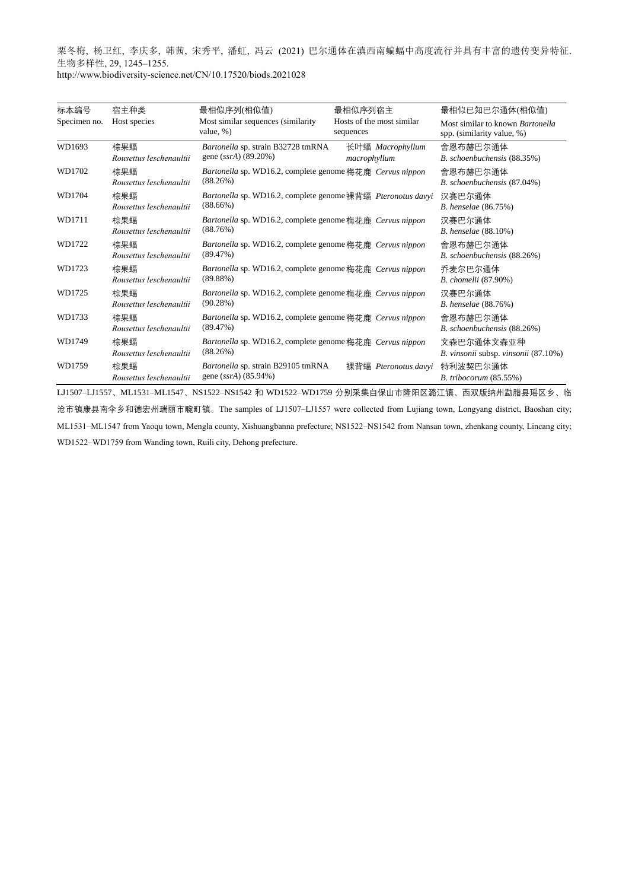栗冬梅, 杨卫红, 李庆多, 韩茜, 宋秀平, 潘虹, 冯云 (2021) 巴尔通体在滇西南蝙蝠中高度流行并具有丰富的遗传变异特征. 生物多样性, 29, 1245–1255.
http://www.biodiversity-science.net/CN/10.17520/biods.2021028

| 标本编号 Specimen no. | 宿主种类 Host species | 最相似序列(相似值) Most similar sequences (similarity value, %) | 最相似序列宿主 Hosts of the most similar sequences | 最相似已知巴尔通体(相似值) Most similar to known *Bartonella* spp. (similarity value, %) |
|---|---|---|---|---|
| WD1693 | 棕果蝠 *Rousettus leschenaultii* | *Bartonella* sp. strain B32728 tmRNA gene (*ssrA*) (89.20%) | 长叶蝠 *Macrophyllum macrophyllum* | 舍恩布赫巴尔通体 *B. schoenbuchensis* (88.35%) |
| WD1702 | 棕果蝠 *Rousettus leschenaultii* | *Bartonella* sp. WD16.2, complete genome (88.26%) | 梅花鹿 *Cervus nippon* | 舍恩布赫巴尔通体 *B. schoenbuchensis* (87.04%) |
| WD1704 | 棕果蝠 *Rousettus leschenaultii* | *Bartonella* sp. WD16.2, complete genome (88.66%) | 裸背蝠 *Pteronotus davyi* | 汉赛巴尔通体 *B. henselae* (86.75%) |
| WD1711 | 棕果蝠 *Rousettus leschenaultii* | *Bartonella* sp. WD16.2, complete genome (88.76%) | 梅花鹿 *Cervus nippon* | 汉赛巴尔通体 *B. henselae* (88.10%) |
| WD1722 | 棕果蝠 *Rousettus leschenaultii* | *Bartonella* sp. WD16.2, complete genome (89.47%) | 梅花鹿 *Cervus nippon* | 舍恩布赫巴尔通体 *B. schoenbuchensis* (88.26%) |
| WD1723 | 棕果蝠 *Rousettus leschenaultii* | *Bartonella* sp. WD16.2, complete genome (89.88%) | 梅花鹿 *Cervus nippon* | 乔麦尔巴尔通体 *B. chomelii* (87.90%) |
| WD1725 | 棕果蝠 *Rousettus leschenaultii* | *Bartonella* sp. WD16.2, complete genome (90.28%) | 梅花鹿 *Cervus nippon* | 汉赛巴尔通体 *B. henselae* (88.76%) |
| WD1733 | 棕果蝠 *Rousettus leschenaultii* | *Bartonella* sp. WD16.2, complete genome (89.47%) | 梅花鹿 *Cervus nippon* | 舍恩布赫巴尔通体 *B. schoenbuchensis* (88.26%) |
| WD1749 | 棕果蝠 *Rousettus leschenaultii* | *Bartonella* sp. WD16.2, complete genome (88.26%) | 梅花鹿 *Cervus nippon* | 文森巴尔通体文森亚种 *B. vinsonii* subsp. *vinsonii* (87.10%) |
| WD1759 | 棕果蝠 *Rousettus leschenaultii* | *Bartonella* sp. strain B29105 tmRNA gene (*ssrA*) (85.94%) | 裸背蝠 *Pteronotus davyi* | 特利波契巴尔通体 *B. tribocorum* (85.55%) |

LJ1507–LJ1557、ML1531–ML1547、NS1522–NS1542 和 WD1522–WD1759 分别采集自保山市隆阳区潞江镇、西双版纳州勐腊县瑶区乡、临沧市镇康县南伞乡和德宏州瑞丽市畹町镇。The samples of LJ1507–LJ1557 were collected from Lujiang town, Longyang district, Baoshan city; ML1531–ML1547 from Yaoqu town, Mengla county, Xishuangbanna prefecture; NS1522–NS1542 from Nansan town, zhenkang county, Lincang city; WD1522–WD1759 from Wanding town, Ruili city, Dehong prefecture.